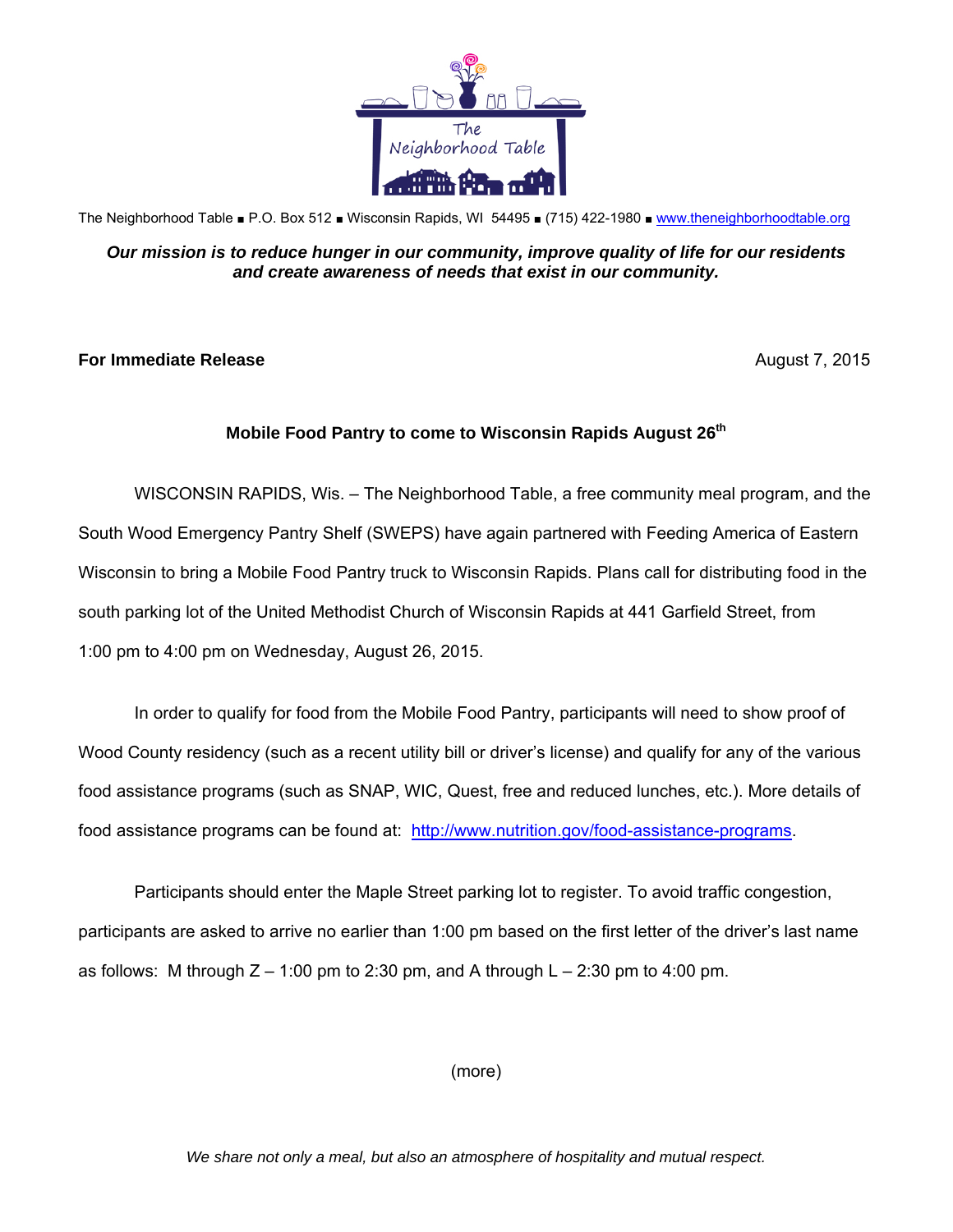The Neighborhood Table

The Neighborhood Table ■ P.O. Box 512 ■ Wisconsin Rapids, WI 54495 ■ (715) 422-1980 ■ www.theneighborhoodtable.org

***Our mission is to reduce hunger in our community, improve quality of life for our residents and create awareness of needs that exist in our community.***

**For Immediate Release** August 7, 2015

**Mobile Food Pantry to come to Wisconsin Rapids August 26th**

WISCONSIN RAPIDS, Wis. – The Neighborhood Table, a free community meal program, and the South Wood Emergency Pantry Shelf (SWEPS) have again partnered with Feeding America of Eastern Wisconsin to bring a Mobile Food Pantry truck to Wisconsin Rapids. Plans call for distributing food in the south parking lot of the United Methodist Church of Wisconsin Rapids at 441 Garfield Street, from 1:00 pm to 4:00 pm on Wednesday, August 26, 2015.

In order to qualify for food from the Mobile Food Pantry, participants will need to show proof of Wood County residency (such as a recent utility bill or driver's license) and qualify for any of the various food assistance programs (such as SNAP, WIC, Quest, free and reduced lunches, etc.). More details of food assistance programs can be found at: http://www.nutrition.gov/food-assistance-programs.

Participants should enter the Maple Street parking lot to register. To avoid traffic congestion, participants are asked to arrive no earlier than 1:00 pm based on the first letter of the driver's last name as follows: M through Z – 1:00 pm to 2:30 pm, and A through L – 2:30 pm to 4:00 pm.

(more)

*We share not only a meal, but also an atmosphere of hospitality and mutual respect.*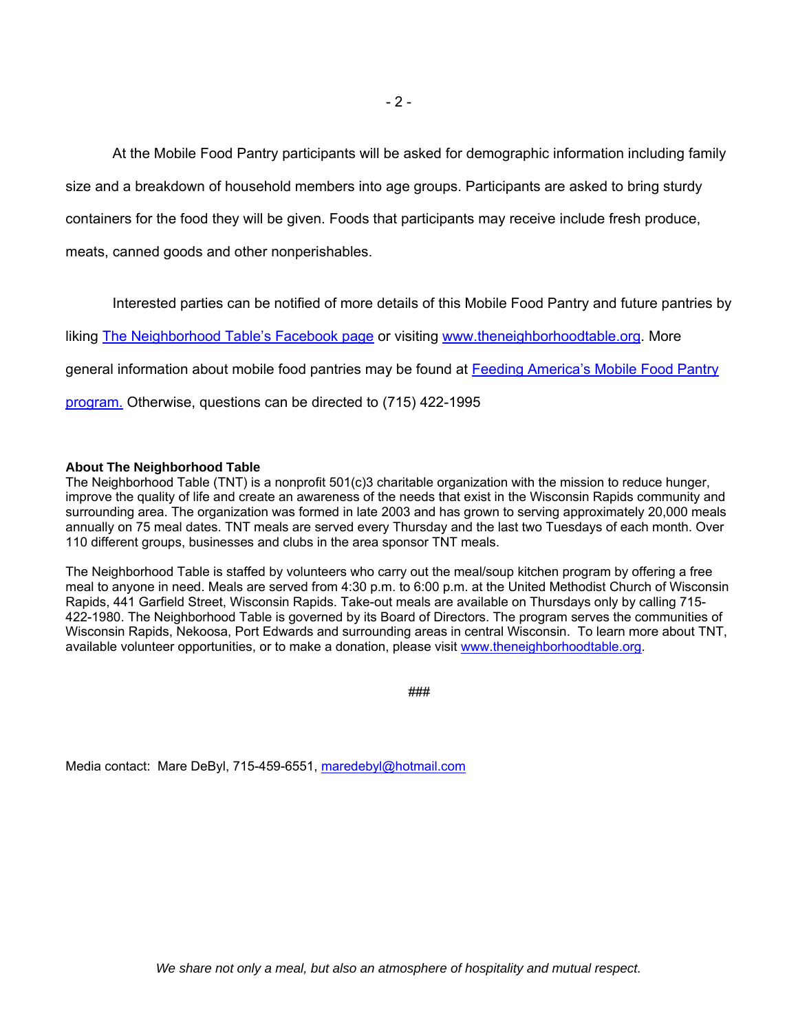At the Mobile Food Pantry participants will be asked for demographic information including family size and a breakdown of household members into age groups. Participants are asked to bring sturdy containers for the food they will be given. Foods that participants may receive include fresh produce, meats, canned goods and other nonperishables.

Interested parties can be notified of more details of this Mobile Food Pantry and future pantries by liking The Neighborhood Table's Facebook page or visiting www.theneighborhoodtable.org. More general information about mobile food pantries may be found at Feeding America's Mobile Food Pantry program. Otherwise, questions can be directed to (715) 422-1995

**About The Neighborhood Table**
The Neighborhood Table (TNT) is a nonprofit 501(c)3 charitable organization with the mission to reduce hunger, improve the quality of life and create an awareness of the needs that exist in the Wisconsin Rapids community and surrounding area. The organization was formed in late 2003 and has grown to serving approximately 20,000 meals annually on 75 meal dates. TNT meals are served every Thursday and the last two Tuesdays of each month. Over 110 different groups, businesses and clubs in the area sponsor TNT meals.

The Neighborhood Table is staffed by volunteers who carry out the meal/soup kitchen program by offering a free meal to anyone in need. Meals are served from 4:30 p.m. to 6:00 p.m. at the United Methodist Church of Wisconsin Rapids, 441 Garfield Street, Wisconsin Rapids. Take-out meals are available on Thursdays only by calling 715-422-1980. The Neighborhood Table is governed by its Board of Directors. The program serves the communities of Wisconsin Rapids, Nekoosa, Port Edwards and surrounding areas in central Wisconsin. To learn more about TNT, available volunteer opportunities, or to make a donation, please visit www.theneighborhoodtable.org.

###

Media contact: Mare DeByl, 715-459-6551, maredebyl@hotmail.com

*We share not only a meal, but also an atmosphere of hospitality and mutual respect.*